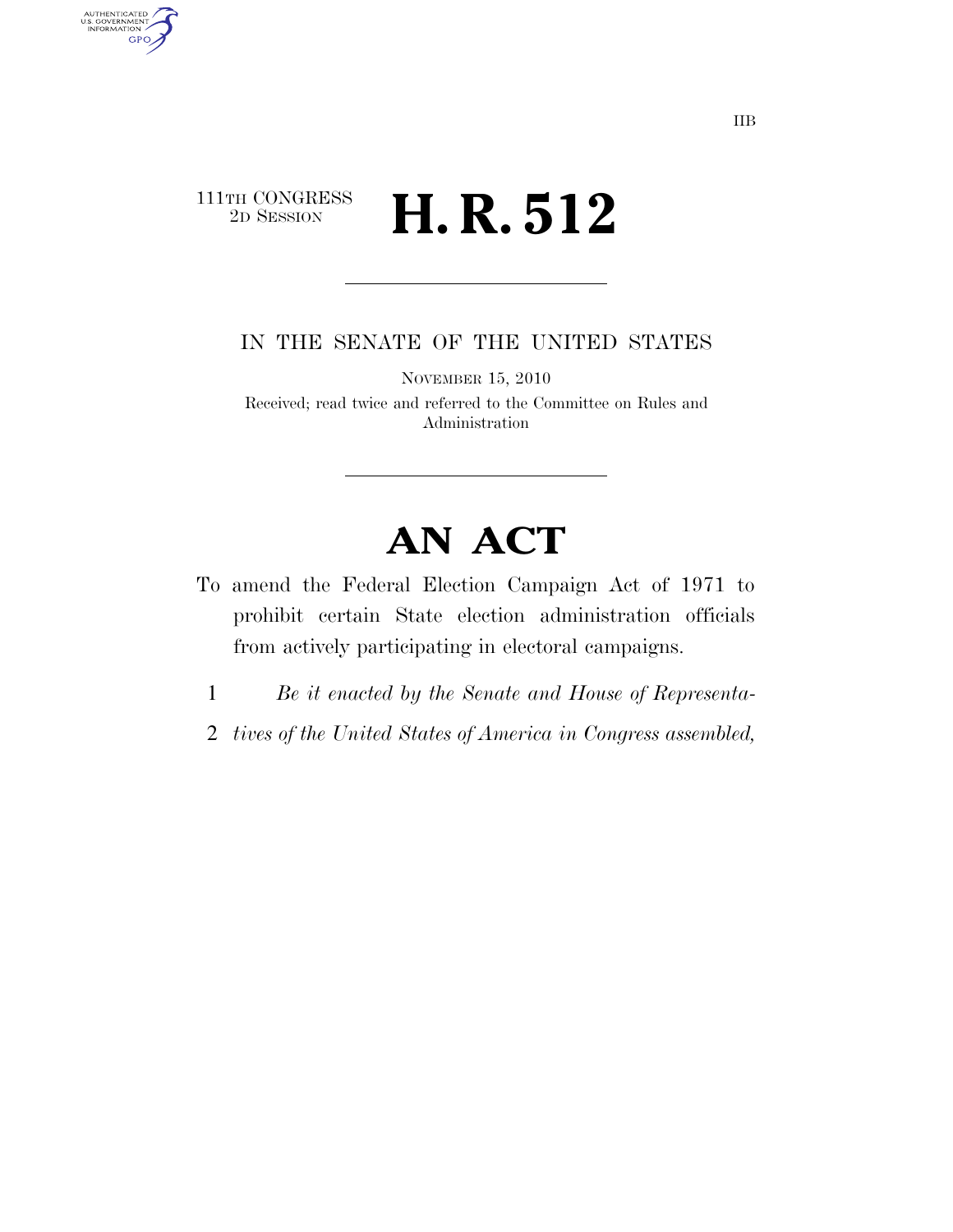IIB

111TH CONGRESS
2D SESSION

# H. R. 512

IN THE SENATE OF THE UNITED STATES

NOVEMBER 15, 2010

Received; read twice and referred to the Committee on Rules and Administration

# AN ACT

To amend the Federal Election Campaign Act of 1971 to prohibit certain State election administration officials from actively participating in electoral campaigns.

1 *Be it enacted by the Senate and House of Representa-*
2 *tives of the United States of America in Congress assembled,*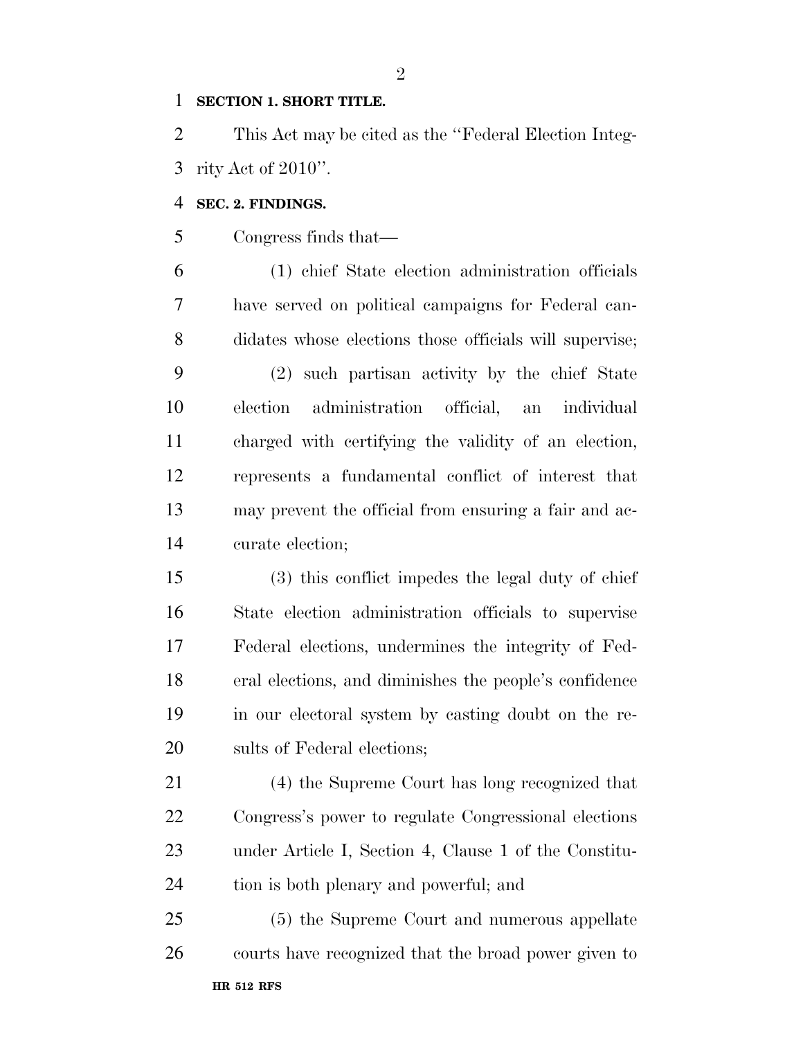**SECTION 1. SHORT TITLE.**

This Act may be cited as the ''Federal Election Integrity Act of 2010''.

**SEC. 2. FINDINGS.**

Congress finds that—

(1) chief State election administration officials have served on political campaigns for Federal candidates whose elections those officials will supervise;

(2) such partisan activity by the chief State election administration official, an individual charged with certifying the validity of an election, represents a fundamental conflict of interest that may prevent the official from ensuring a fair and accurate election;

(3) this conflict impedes the legal duty of chief State election administration officials to supervise Federal elections, undermines the integrity of Federal elections, and diminishes the people's confidence in our electoral system by casting doubt on the results of Federal elections;

(4) the Supreme Court has long recognized that Congress's power to regulate Congressional elections under Article I, Section 4, Clause 1 of the Constitution is both plenary and powerful; and

(5) the Supreme Court and numerous appellate courts have recognized that the broad power given to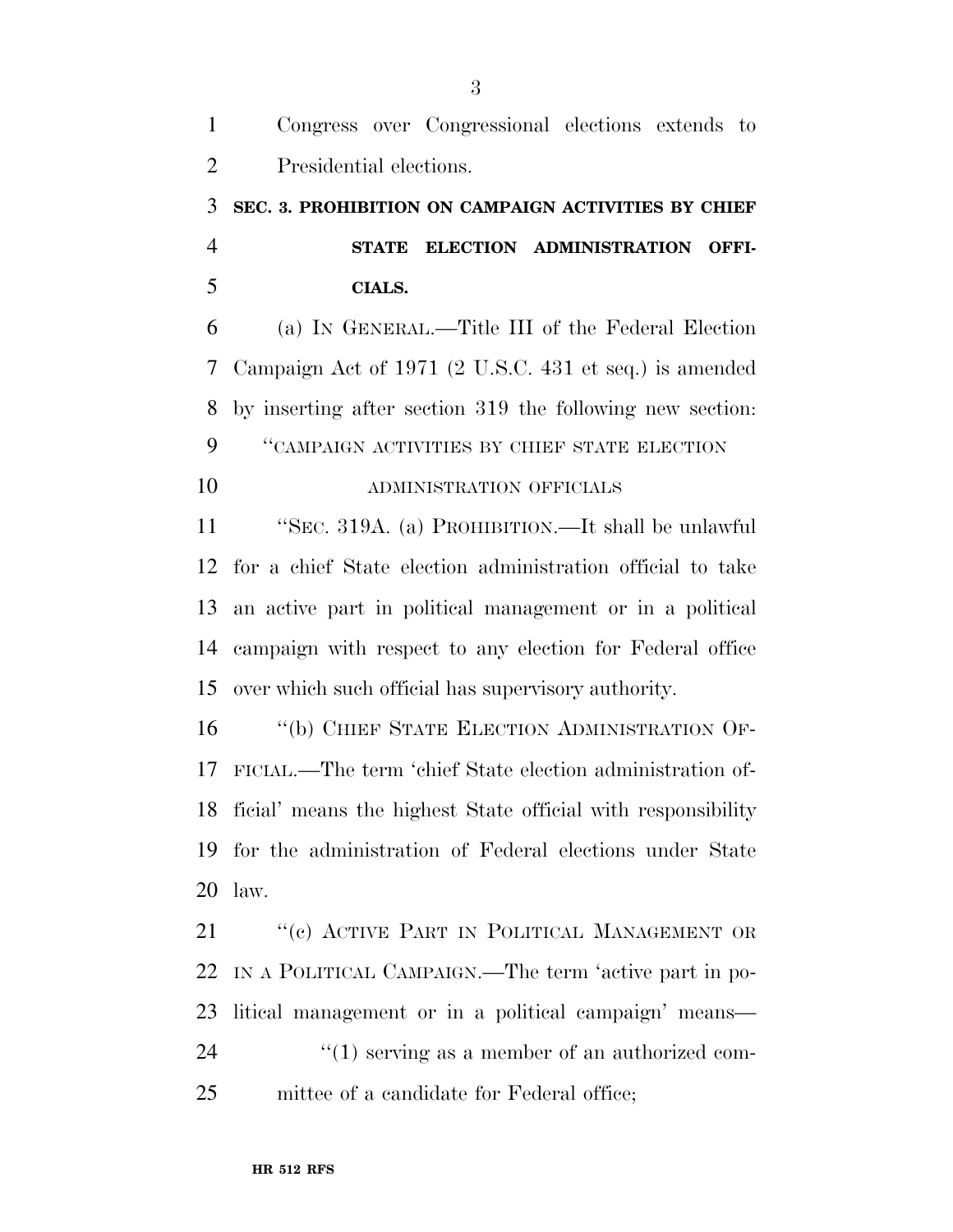Congress over Congressional elections extends to Presidential elections.

### SEC. 3. PROHIBITION ON CAMPAIGN ACTIVITIES BY CHIEF STATE ELECTION ADMINISTRATION OFFICIALS.

(a) IN GENERAL.—Title III of the Federal Election Campaign Act of 1971 (2 U.S.C. 431 et seq.) is amended by inserting after section 319 the following new section:

''CAMPAIGN ACTIVITIES BY CHIEF STATE ELECTION ADMINISTRATION OFFICIALS

''SEC. 319A. (a) PROHIBITION.—It shall be unlawful for a chief State election administration official to take an active part in political management or in a political campaign with respect to any election for Federal office over which such official has supervisory authority.

''(b) CHIEF STATE ELECTION ADMINISTRATION OFFICIAL.—The term 'chief State election administration official' means the highest State official with responsibility for the administration of Federal elections under State law.

''(c) ACTIVE PART IN POLITICAL MANAGEMENT OR IN A POLITICAL CAMPAIGN.—The term 'active part in political management or in a political campaign' means—

''(1) serving as a member of an authorized committee of a candidate for Federal office;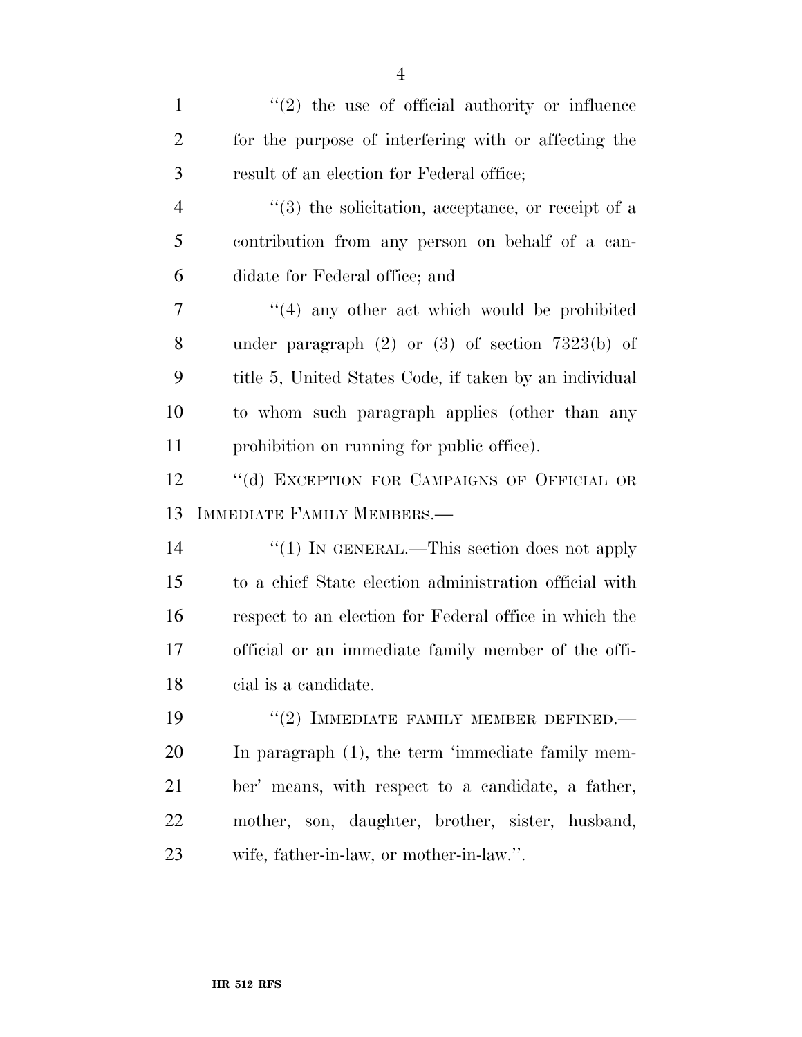''(2) the use of official authority or influence for the purpose of interfering with or affecting the result of an election for Federal office;

''(3) the solicitation, acceptance, or receipt of a contribution from any person on behalf of a candidate for Federal office; and

''(4) any other act which would be prohibited under paragraph (2) or (3) of section 7323(b) of title 5, United States Code, if taken by an individual to whom such paragraph applies (other than any prohibition on running for public office).

''(d) EXCEPTION FOR CAMPAIGNS OF OFFICIAL OR IMMEDIATE FAMILY MEMBERS.—

''(1) IN GENERAL.—This section does not apply to a chief State election administration official with respect to an election for Federal office in which the official or an immediate family member of the official is a candidate.

''(2) IMMEDIATE FAMILY MEMBER DEFINED.— In paragraph (1), the term 'immediate family member' means, with respect to a candidate, a father, mother, son, daughter, brother, sister, husband, wife, father-in-law, or mother-in-law.''.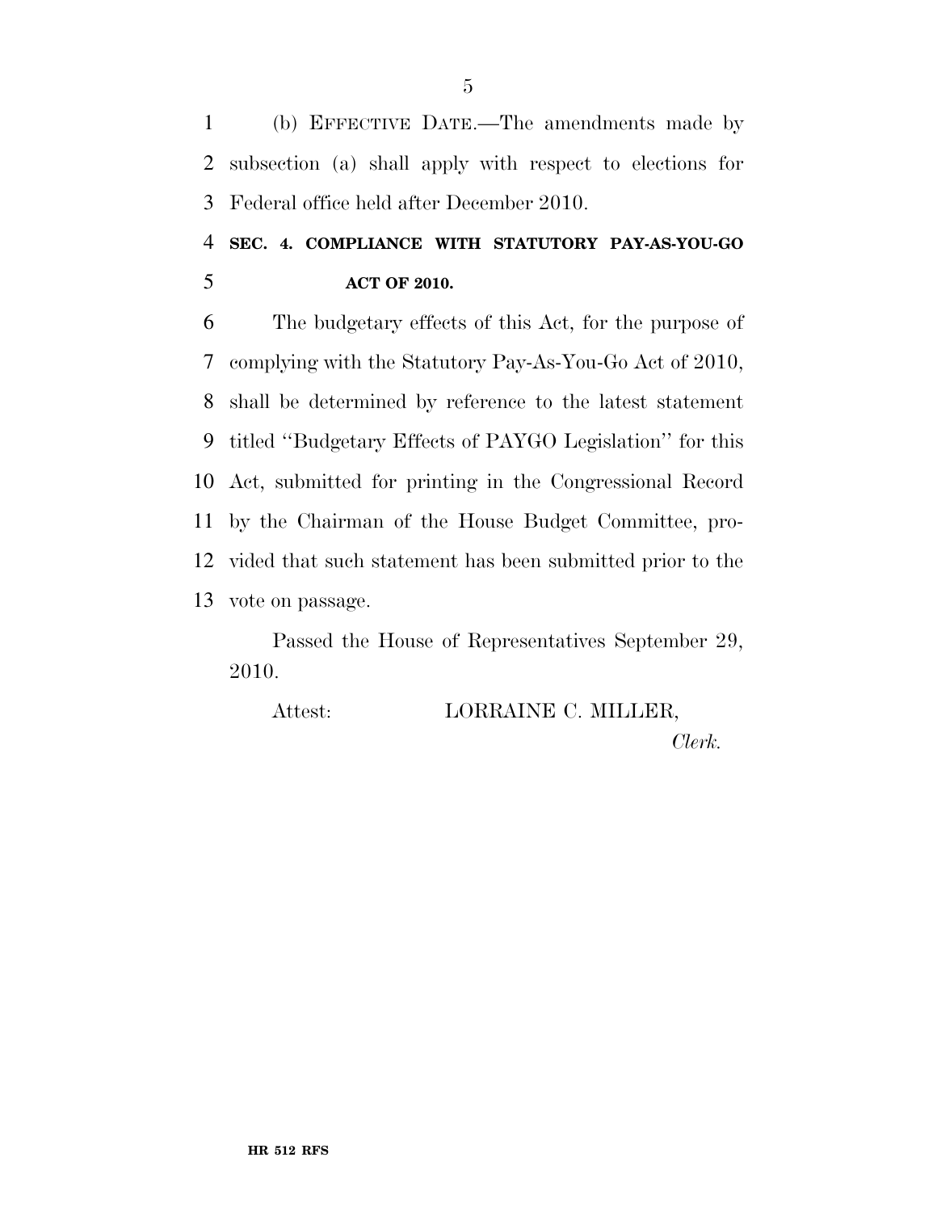(b) EFFECTIVE DATE.—The amendments made by subsection (a) shall apply with respect to elections for Federal office held after December 2010.

### SEC. 4. COMPLIANCE WITH STATUTORY PAY-AS-YOU-GO ACT OF 2010.

The budgetary effects of this Act, for the purpose of complying with the Statutory Pay-As-You-Go Act of 2010, shall be determined by reference to the latest statement titled ''Budgetary Effects of PAYGO Legislation'' for this Act, submitted for printing in the Congressional Record by the Chairman of the House Budget Committee, provided that such statement has been submitted prior to the vote on passage.

Passed the House of Representatives September 29, 2010.

Attest: LORRAINE C. MILLER,

*Clerk.*